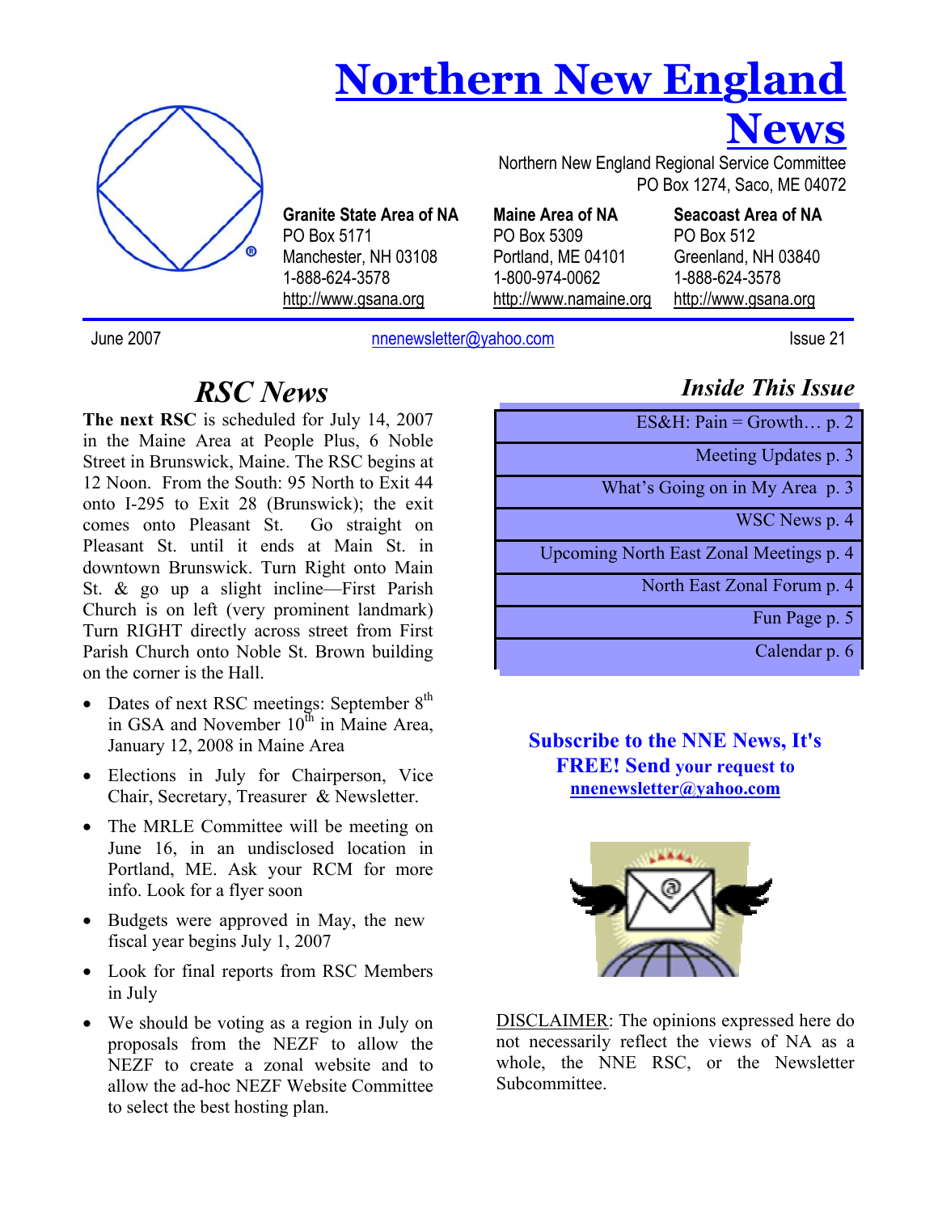# Northern New England News

Northern New England Regional Service Committee
PO Box 1274, Saco, ME 04072

| Granite State Area of NA | Maine Area of NA | Seacoast Area of NA |
|---|---|---|
| PO Box 5171 | PO Box 5309 | PO Box 512 |
| Manchester, NH 03108 | Portland, ME 04101 | Greenland, NH 03840 |
| 1-888-624-3578 | 1-800-974-0062 | 1-888-624-3578 |
| http://www.gsana.org | http://www.namaine.org | http://www.gsana.org |

June 2007 — nnenewsletter@yahoo.com — Issue 21

## RSC News

**The next RSC** is scheduled for July 14, 2007 in the Maine Area at People Plus, 6 Noble Street in Brunswick, Maine. The RSC begins at 12 Noon. From the South: 95 North to Exit 44 onto I-295 to Exit 28 (Brunswick); the exit comes onto Pleasant St. Go straight on Pleasant St. until it ends at Main St. in downtown Brunswick. Turn Right onto Main St. & go up a slight incline—First Parish Church is on left (very prominent landmark) Turn RIGHT directly across street from First Parish Church onto Noble St. Brown building on the corner is the Hall.

- Dates of next RSC meetings: September 8th in GSA and November 10th in Maine Area, January 12, 2008 in Maine Area
- Elections in July for Chairperson, Vice Chair, Secretary, Treasurer & Newsletter.
- The MRLE Committee will be meeting on June 16, in an undisclosed location in Portland, ME. Ask your RCM for more info. Look for a flyer soon
- Budgets were approved in May, the new fiscal year begins July 1, 2007
- Look for final reports from RSC Members in July
- We should be voting as a region in July on proposals from the NEZF to allow the NEZF to create a zonal website and to allow the ad-hoc NEZF Website Committee to select the best hosting plan.

## Inside This Issue

| |
|---|
| ES&H: Pain = Growth… p. 2 |
| Meeting Updates p. 3 |
| What's Going on in My Area p. 3 |
| WSC News p. 4 |
| Upcoming North East Zonal Meetings p. 4 |
| North East Zonal Forum p. 4 |
| Fun Page p. 5 |
| Calendar p. 6 |

**Subscribe to the NNE News, It's FREE! Send your request to nnenewsletter@yahoo.com**

DISCLAIMER: The opinions expressed here do not necessarily reflect the views of NA as a whole, the NNE RSC, or the Newsletter Subcommittee.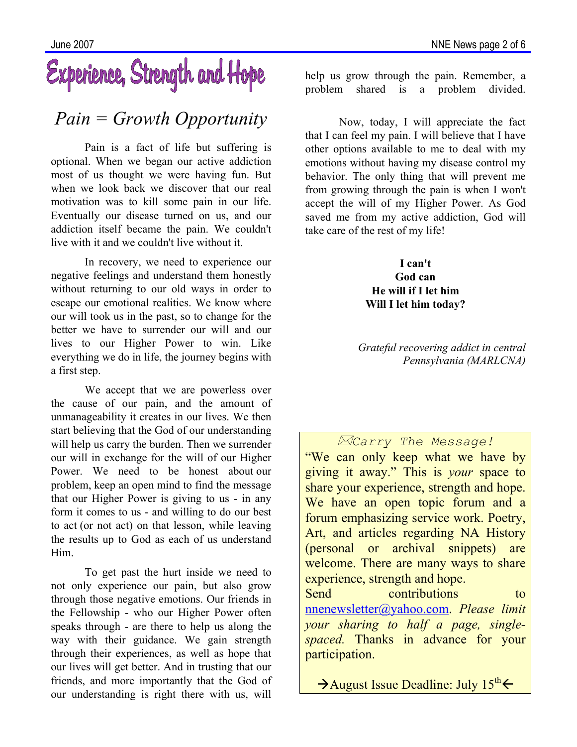# Experience, Strength and Hope

## *Pain = Growth Opportunity*

Pain is a fact of life but suffering is optional. When we began our active addiction most of us thought we were having fun. But when we look back we discover that our real motivation was to kill some pain in our life. Eventually our disease turned on us, and our addiction itself became the pain. We couldn't live with it and we couldn't live without it.

In recovery, we need to experience our negative feelings and understand them honestly without returning to our old ways in order to escape our emotional realities. We know where our will took us in the past, so to change for the better we have to surrender our will and our lives to our Higher Power to win. Like everything we do in life, the journey begins with a first step.

We accept that we are powerless over the cause of our pain, and the amount of unmanageability it creates in our lives. We then start believing that the God of our understanding will help us carry the burden. Then we surrender our will in exchange for the will of our Higher Power. We need to be honest about our problem, keep an open mind to find the message that our Higher Power is giving to us - in any form it comes to us - and willing to do our best to act (or not act) on that lesson, while leaving the results up to God as each of us understand Him.

To get past the hurt inside we need to not only experience our pain, but also grow through those negative emotions. Our friends in the Fellowship - who our Higher Power often speaks through - are there to help us along the way with their guidance. We gain strength through their experiences, as well as hope that our lives will get better. And in trusting that our friends, and more importantly that the God of our understanding is right there with us, will help us grow through the pain. Remember, a problem shared is a problem divided.

Now, today, I will appreciate the fact that I can feel my pain. I will believe that I have other options available to me to deal with my emotions without having my disease control my behavior. The only thing that will prevent me from growing through the pain is when I won't accept the will of my Higher Power. As God saved me from my active addiction, God will take care of the rest of my life!

**I can't**
**God can**
**He will if I let him**
**Will I let him today?**

*Grateful recovering addict in central Pennsylvania (MARLCNA)*

---

*Carry The Message!*

"We can only keep what we have by giving it away." This is *your* space to share your experience, strength and hope. We have an open topic forum and a forum emphasizing service work. Poetry, Art, and articles regarding NA History (personal or archival snippets) are welcome. There are many ways to share experience, strength and hope.

Send contributions to nnenewsletter@yahoo.com. *Please limit your sharing to half a page, single-spaced.* Thanks in advance for your participation.

→August Issue Deadline: July 15th←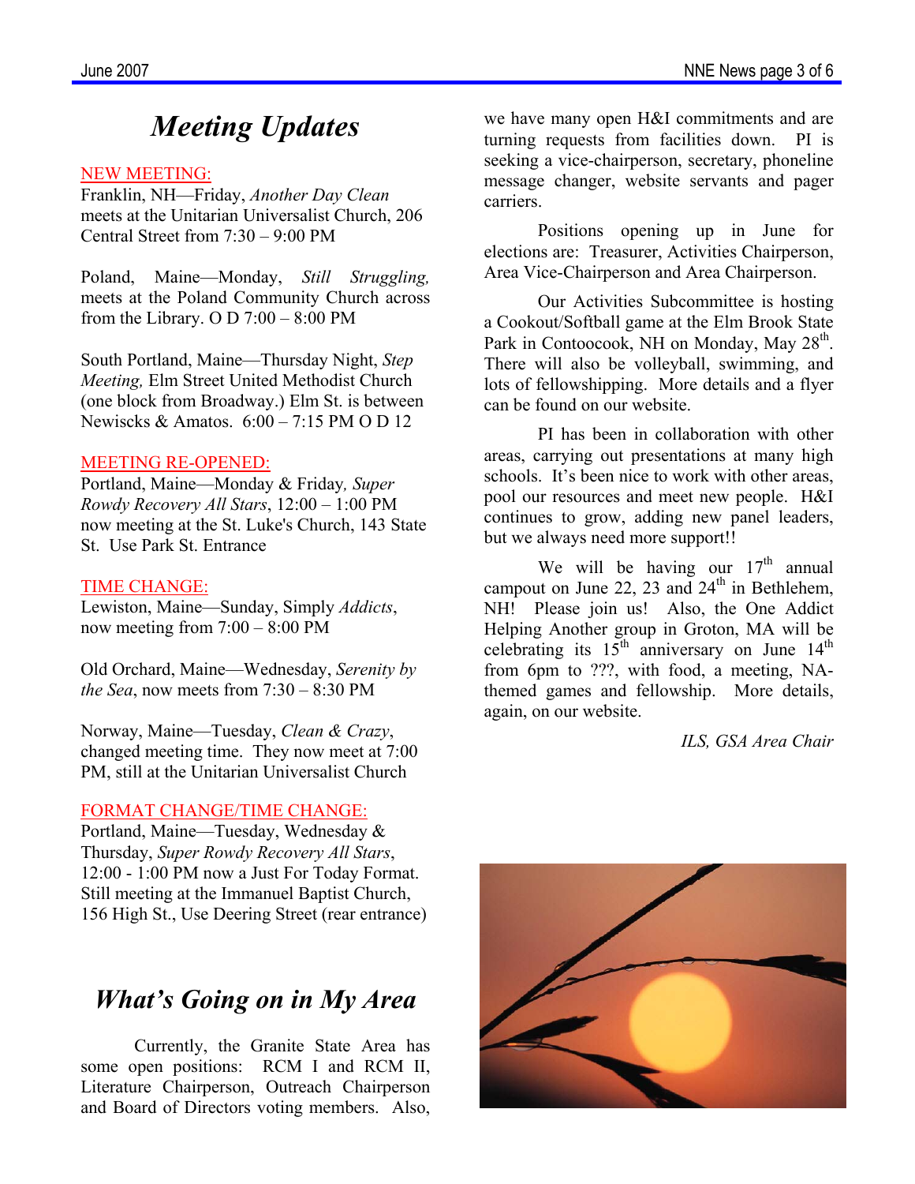# *Meeting Updates*

NEW MEETING:

Franklin, NH—Friday, *Another Day Clean* meets at the Unitarian Universalist Church, 206 Central Street from 7:30 – 9:00 PM

Poland, Maine—Monday, *Still Struggling,* meets at the Poland Community Church across from the Library. O D 7:00 – 8:00 PM

South Portland, Maine—Thursday Night, *Step Meeting,* Elm Street United Methodist Church (one block from Broadway.) Elm St. is between Newiscks & Amatos. 6:00 – 7:15 PM O D 12

MEETING RE-OPENED:

Portland, Maine—Monday & Friday*, Super Rowdy Recovery All Stars*, 12:00 – 1:00 PM now meeting at the St. Luke's Church, 143 State St. Use Park St. Entrance

TIME CHANGE:

Lewiston, Maine—Sunday, Simply *Addicts*, now meeting from 7:00 – 8:00 PM

Old Orchard, Maine—Wednesday, *Serenity by the Sea*, now meets from 7:30 – 8:30 PM

Norway, Maine—Tuesday, *Clean & Crazy*, changed meeting time. They now meet at 7:00 PM, still at the Unitarian Universalist Church

FORMAT CHANGE/TIME CHANGE:

Portland, Maine—Tuesday, Wednesday & Thursday, *Super Rowdy Recovery All Stars*, 12:00 - 1:00 PM now a Just For Today Format. Still meeting at the Immanuel Baptist Church, 156 High St., Use Deering Street (rear entrance)

# *What's Going on in My Area*

Currently, the Granite State Area has some open positions: RCM I and RCM II, Literature Chairperson, Outreach Chairperson and Board of Directors voting members. Also, we have many open H&I commitments and are turning requests from facilities down. PI is seeking a vice-chairperson, secretary, phoneline message changer, website servants and pager carriers.

Positions opening up in June for elections are: Treasurer, Activities Chairperson, Area Vice-Chairperson and Area Chairperson.

Our Activities Subcommittee is hosting a Cookout/Softball game at the Elm Brook State Park in Contoocook, NH on Monday, May 28th. There will also be volleyball, swimming, and lots of fellowshipping. More details and a flyer can be found on our website.

PI has been in collaboration with other areas, carrying out presentations at many high schools. It's been nice to work with other areas, pool our resources and meet new people. H&I continues to grow, adding new panel leaders, but we always need more support!!

We will be having our 17th annual campout on June 22, 23 and 24th in Bethlehem, NH! Please join us! Also, the One Addict Helping Another group in Groton, MA will be celebrating its 15th anniversary on June 14th from 6pm to ???, with food, a meeting, NA-themed games and fellowship. More details, again, on our website.

*ILS, GSA Area Chair*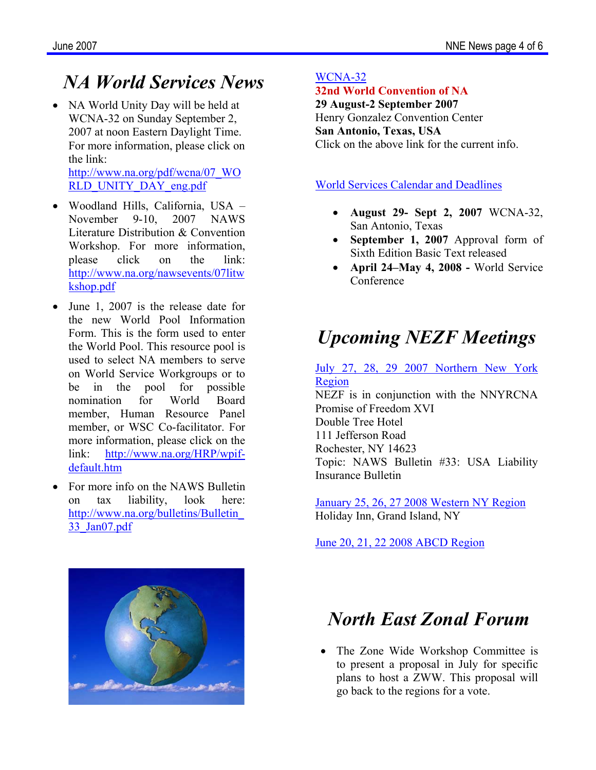# NA World Services News

- NA World Unity Day will be held at WCNA-32 on Sunday September 2, 2007 at noon Eastern Daylight Time. For more information, please click on the link: http://www.na.org/pdf/wcna/07_WORLD_UNITY_DAY_eng.pdf
- Woodland Hills, California, USA – November 9-10, 2007 NAWS Literature Distribution & Convention Workshop. For more information, please click on the link: http://www.na.org/nawsevents/07litwkshop.pdf
- June 1, 2007 is the release date for the new World Pool Information Form. This is the form used to enter the World Pool. This resource pool is used to select NA members to serve on World Service Workgroups or to be in the pool for possible nomination for World Board member, Human Resource Panel member, or WSC Co-facilitator. For more information, please click on the link: http://www.na.org/HRP/wpif-default.htm
- For more info on the NAWS Bulletin on tax liability, look here: http://www.na.org/bulletins/Bulletin_33_Jan07.pdf

WCNA-32
**32nd World Convention of NA**
**29 August-2 September 2007**
Henry Gonzalez Convention Center
**San Antonio, Texas, USA**
Click on the above link for the current info.

World Services Calendar and Deadlines

- **August 29- Sept 2, 2007** WCNA-32, San Antonio, Texas
- **September 1, 2007** Approval form of Sixth Edition Basic Text released
- **April 24–May 4, 2008 -** World Service Conference

# Upcoming NEZF Meetings

July 27, 28, 29 2007 Northern New York Region
NEZF is in conjunction with the NNYRCNA Promise of Freedom XVI
Double Tree Hotel
111 Jefferson Road
Rochester, NY 14623
Topic: NAWS Bulletin #33: USA Liability Insurance Bulletin

January 25, 26, 27 2008 Western NY Region
Holiday Inn, Grand Island, NY

June 20, 21, 22 2008 ABCD Region

# North East Zonal Forum

- The Zone Wide Workshop Committee is to present a proposal in July for specific plans to host a ZWW. This proposal will go back to the regions for a vote.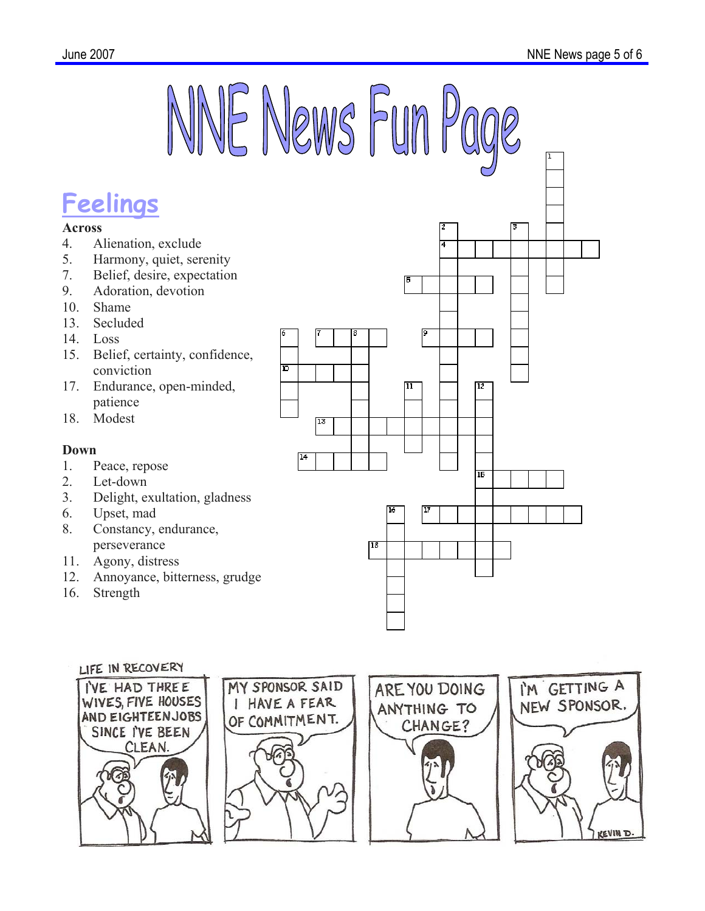# NNE News Fun Page

## Feelings

**Across**

4. Alienation, exclude
5. Harmony, quiet, serenity
7. Belief, desire, expectation
9. Adoration, devotion
10. Shame
13. Secluded
14. Loss
15. Belief, certainty, confidence, conviction
17. Endurance, open-minded, patience
18. Modest

**Down**

1. Peace, repose
2. Let-down
3. Delight, exultation, gladness
6. Upset, mad
8. Constancy, endurance, perseverance
11. Agony, distress
12. Annoyance, bitterness, grudge
16. Strength

LIFE IN RECOVERY

I'VE HAD THREE WIVES, FIVE HOUSES AND EIGHTEEN JOBS SINCE I'VE BEEN CLEAN.

MY SPONSOR SAID I HAVE A FEAR OF COMMITMENT.

ARE YOU DOING ANYTHING TO CHANGE?

I'M GETTING A NEW SPONSOR.

KEVIN D.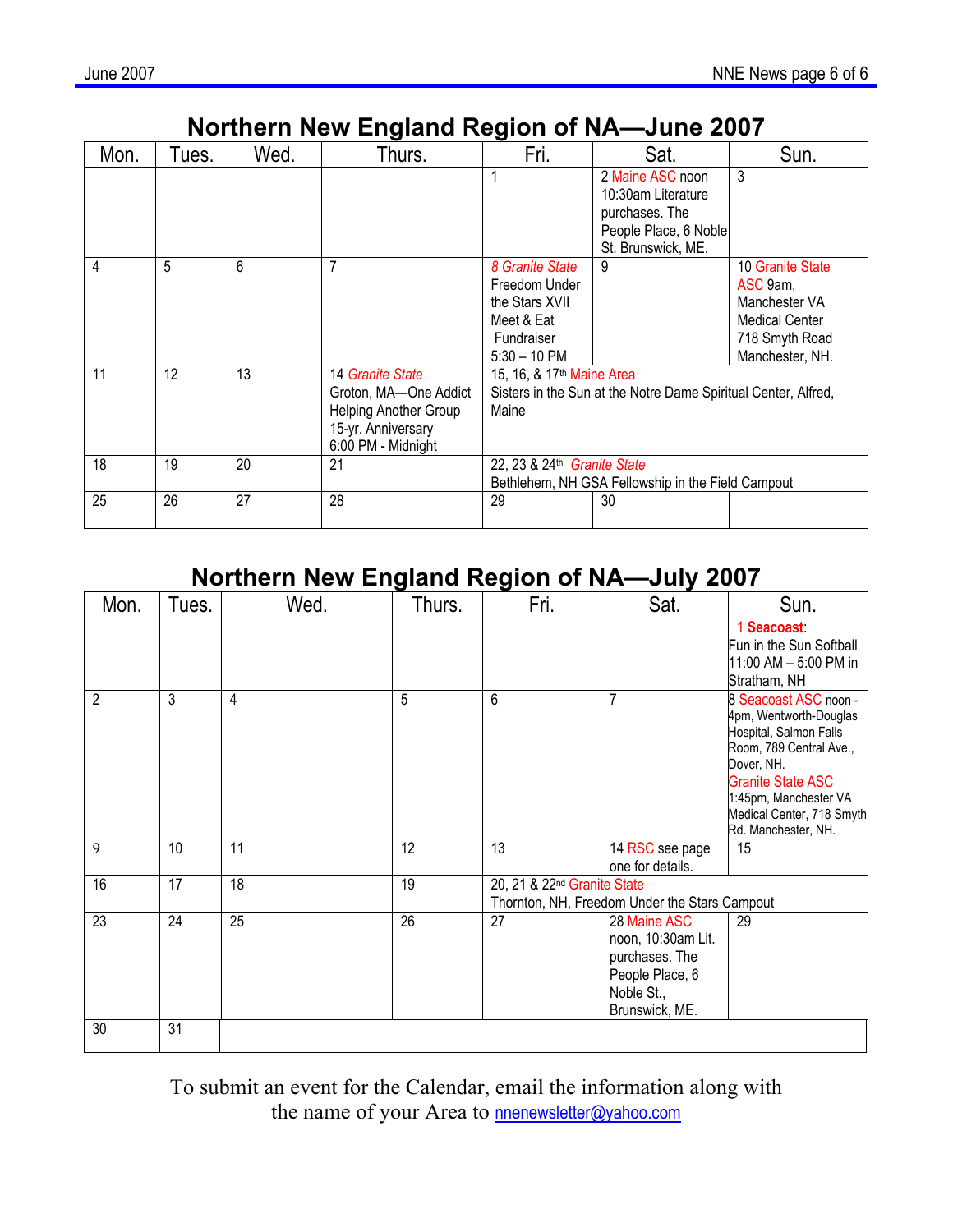## Northern New England Region of NA—June 2007

| Mon. | Tues. | Wed. | Thurs. | Fri. | Sat. | Sun. |
|---|---|---|---|---|---|---|
| | | | | 1 | 2 Maine ASC noon 10:30am Literature purchases. The People Place, 6 Noble St. Brunswick, ME. | 3 |
| 4 | 5 | 6 | 7 | *8 Granite State* Freedom Under the Stars XVII Meet & Eat Fundraiser 5:30 – 10 PM | 9 | 10 Granite State ASC 9am, Manchester VA Medical Center 718 Smyth Road Manchester, NH. |
| 11 | 12 | 13 | 14 *Granite State* Groton, MA—One Addict Helping Another Group 15-yr. Anniversary 6:00 PM - Midnight | 15, 16, & 17th Maine Area Sisters in the Sun at the Notre Dame Spiritual Center, Alfred, Maine | | |
| 18 | 19 | 20 | 21 | 22, 23 & 24th *Granite State* Bethlehem, NH GSA Fellowship in the Field Campout | | |
| 25 | 26 | 27 | 28 | 29 | 30 | |

## Northern New England Region of NA—July 2007

| Mon. | Tues. | Wed. | Thurs. | Fri. | Sat. | Sun. |
|---|---|---|---|---|---|---|
| | | | | | | 1 **Seacoast**: Fun in the Sun Softball 11:00 AM – 5:00 PM in Stratham, NH |
| 2 | 3 | 4 | 5 | 6 | 7 | 8 Seacoast ASC noon - 4pm, Wentworth-Douglas Hospital, Salmon Falls Room, 789 Central Ave., Dover, NH. Granite State ASC 1:45pm, Manchester VA Medical Center, 718 Smyth Rd. Manchester, NH. |
| 9 | 10 | 11 | 12 | 13 | 14 RSC see page one for details. | 15 |
| 16 | 17 | 18 | 19 | 20, 21 & 22nd Granite State Thornton, NH, Freedom Under the Stars Campout | | |
| 23 | 24 | 25 | 26 | 27 | 28 Maine ASC noon, 10:30am Lit. purchases. The People Place, 6 Noble St., Brunswick, ME. | 29 |
| 30 | 31 | | | | | |

To submit an event for the Calendar, email the information along with the name of your Area to nnenewsletter@yahoo.com